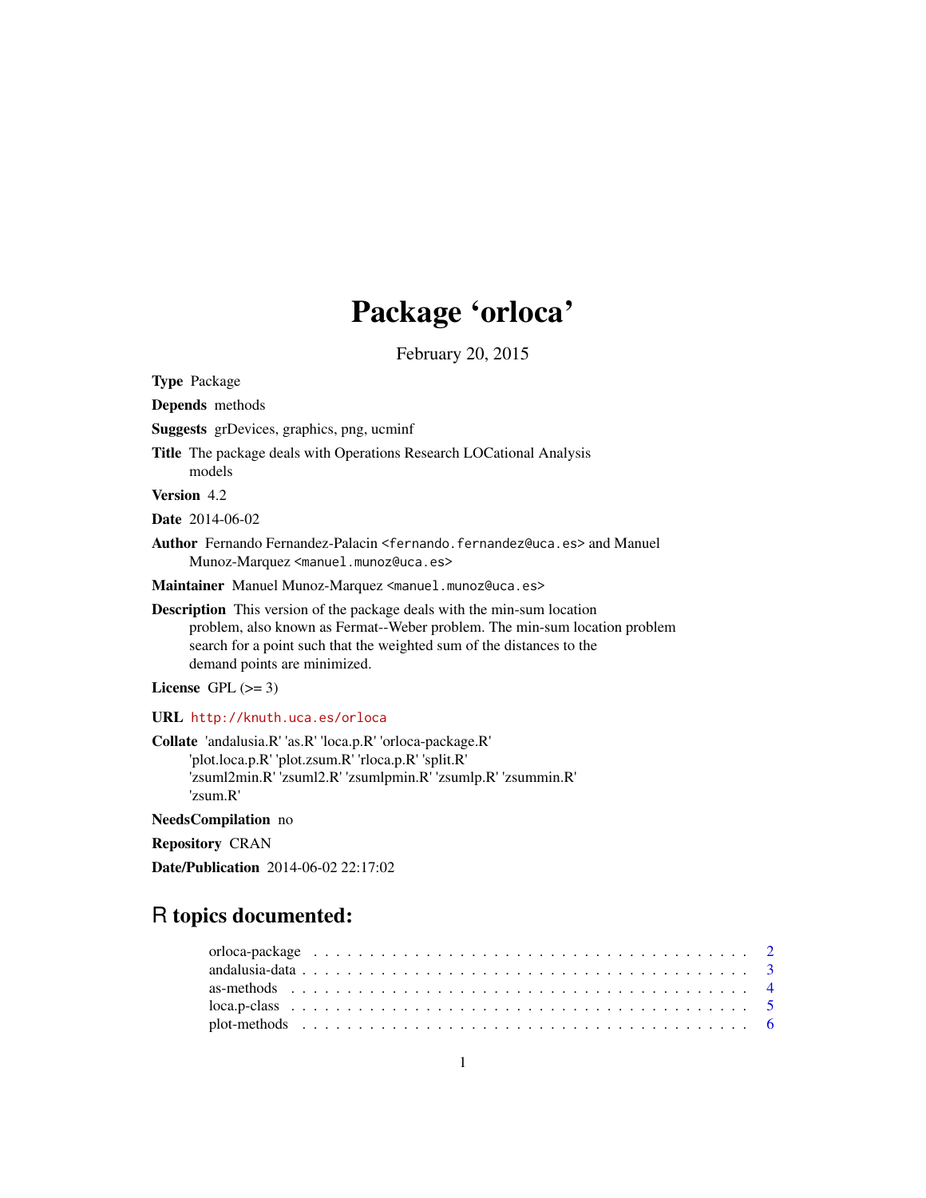# Package 'orloca'

February 20, 2015

**Type** Package

**Depends** methods

**Suggests** grDevices, graphics, png, ucminf

**Title** The package deals with Operations Research LOCational Analysis models

**Version** 4.2

**Date** 2014-06-02

**Author** Fernando Fernandez-Palacin <fernando.fernandez@uca.es> and Manuel Munoz-Marquez <manuel.munoz@uca.es>

**Maintainer** Manuel Munoz-Marquez <manuel.munoz@uca.es>

**Description** This version of the package deals with the min-sum location problem, also known as Fermat--Weber problem. The min-sum location problem search for a point such that the weighted sum of the distances to the demand points are minimized.

**License** GPL (>= 3)

**URL** http://knuth.uca.es/orloca

**Collate** 'andalusia.R' 'as.R' 'loca.p.R' 'orloca-package.R' 'plot.loca.p.R' 'plot.zsum.R' 'rloca.p.R' 'split.R' 'zsuml2min.R' 'zsuml2.R' 'zsumlpmin.R' 'zsumlp.R' 'zsummin.R' 'zsum.R'

**NeedsCompilation** no

**Repository** CRAN

**Date/Publication** 2014-06-02 22:17:02

## R topics documented:

- orloca-package . . . . . . . . . . . . . . . . . . . . . . . . . . . . . . . . . . . . 2
- andalusia-data . . . . . . . . . . . . . . . . . . . . . . . . . . . . . . . . . . . . 3
- as-methods . . . . . . . . . . . . . . . . . . . . . . . . . . . . . . . . . . . . 4
- loca.p-class . . . . . . . . . . . . . . . . . . . . . . . . . . . . . . . . . . . . 5
- plot-methods . . . . . . . . . . . . . . . . . . . . . . . . . . . . . . . . . . . . 6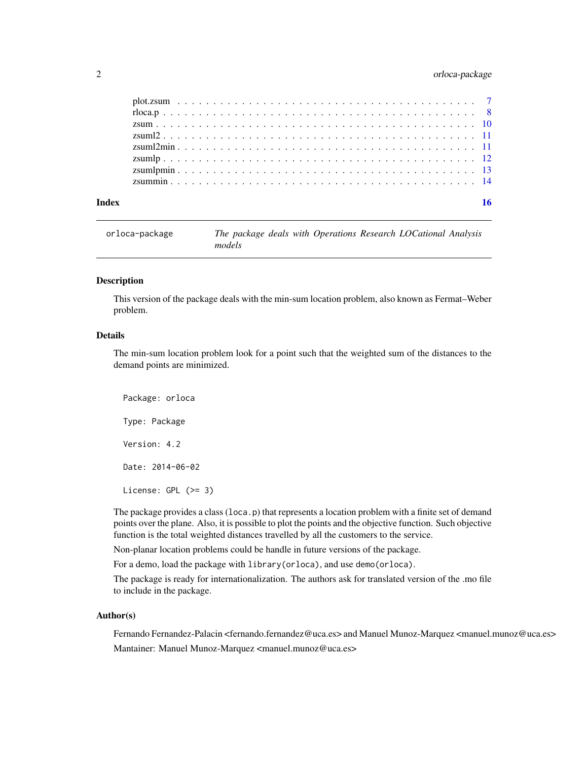| | |
|---|---|
| plot.zsum | 7 |
| rloca.p | 8 |
| zsum | 10 |
| zsuml2 | 11 |
| zsuml2min | 11 |
| zsumlp | 12 |
| zsumlpmin | 13 |
| zsummin | 14 |

**Index** **16**

---

orloca-package — *The package deals with Operations Research LOCational Analysis models*

---

### Description

This version of the package deals with the min-sum location problem, also known as Fermat–Weber problem.

### Details

The min-sum location problem look for a point such that the weighted sum of the distances to the demand points are minimized.

```
Package: orloca

Type: Package

Version: 4.2

Date: 2014-06-02

License: GPL (>= 3)
```

The package provides a class (`loca.p`) that represents a location problem with a finite set of demand points over the plane. Also, it is possible to plot the points and the objective function. Such objective function is the total weighted distances travelled by all the customers to the service.

Non-planar location problems could be handle in future versions of the package.

For a demo, load the package with `library(orloca)`, and use `demo(orloca)`.

The package is ready for internationalization. The authors ask for translated version of the .mo file to include in the package.

### Author(s)

Fernando Fernandez-Palacin <fernando.fernandez@uca.es> and Manuel Munoz-Marquez <manuel.munoz@uca.es>

Mantainer: Manuel Munoz-Marquez <manuel.munoz@uca.es>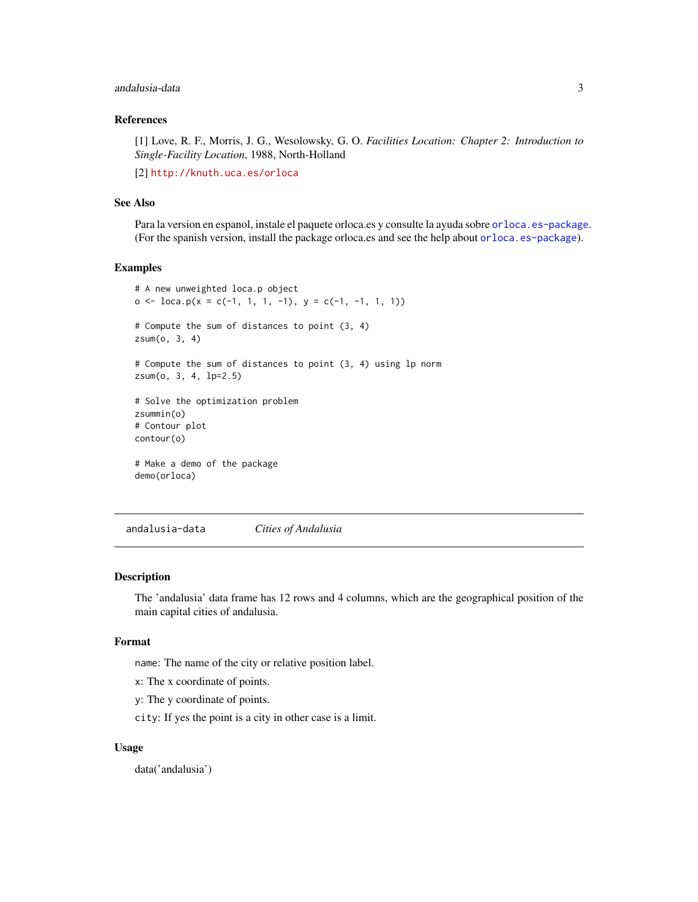### References

[1] Love, R. F., Morris, J. G., Wesolowsky, G. O. *Facilities Location: Chapter 2: Introduction to Single-Facility Location*, 1988, North-Holland

[2] http://knuth.uca.es/orloca

### See Also

Para la version en espanol, instale el paquete orloca.es y consulte la ayuda sobre orloca.es-package. (For the spanish version, install the package orloca.es and see the help about orloca.es-package).

### Examples

```
# A new unweighted loca.p object
o <- loca.p(x = c(-1, 1, 1, -1), y = c(-1, -1, 1, 1))

# Compute the sum of distances to point (3, 4)
zsum(o, 3, 4)

# Compute the sum of distances to point (3, 4) using lp norm
zsum(o, 3, 4, lp=2.5)

# Solve the optimization problem
zsummin(o)
# Contour plot
contour(o)

# Make a demo of the package
demo(orloca)
```

---

## andalusia-data *Cities of Andalusia*

---

### Description

The 'andalusia' data frame has 12 rows and 4 columns, which are the geographical position of the main capital cities of andalusia.

### Format

name: The name of the city or relative position label.

x: The x coordinate of points.

y: The y coordinate of points.

city: If yes the point is a city in other case is a limit.

### Usage

data('andalusia')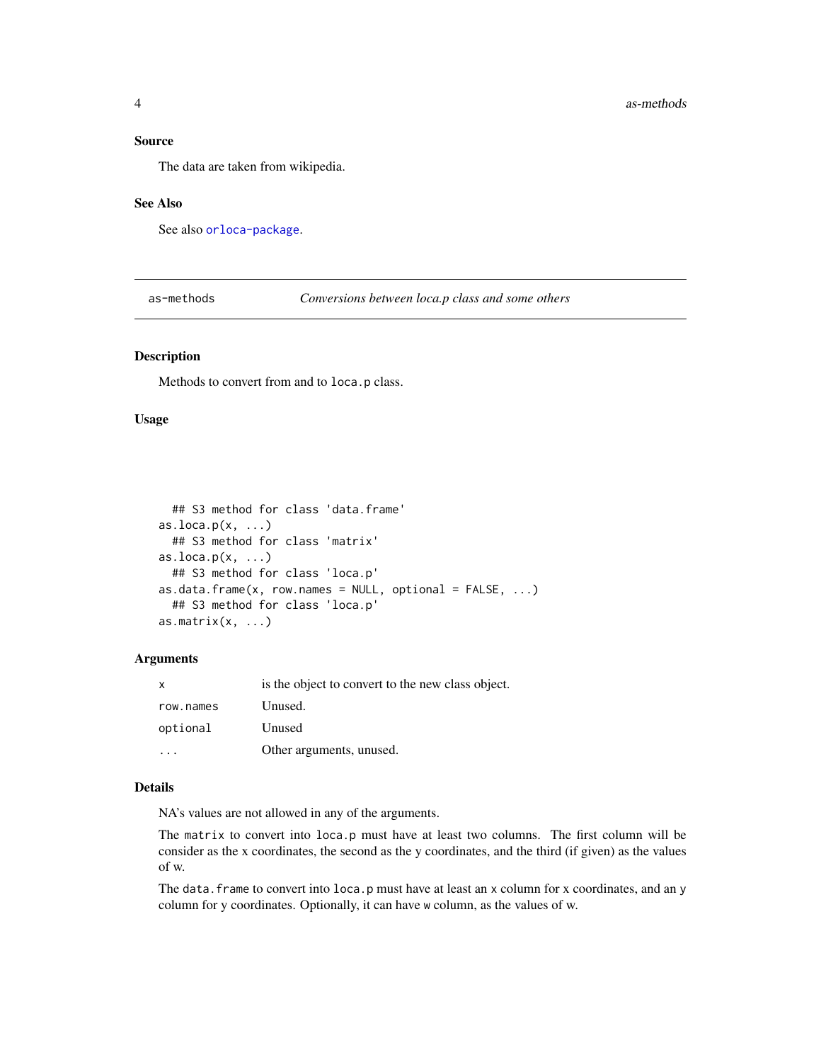### Source

The data are taken from wikipedia.

### See Also

See also orloca-package.

---

## as-methods — *Conversions between loca.p class and some others*

### Description

Methods to convert from and to `loca.p` class.

### Usage

```
  ## S3 method for class 'data.frame'
as.loca.p(x, ...)
  ## S3 method for class 'matrix'
as.loca.p(x, ...)
  ## S3 method for class 'loca.p'
as.data.frame(x, row.names = NULL, optional = FALSE, ...)
  ## S3 method for class 'loca.p'
as.matrix(x, ...)
```

### Arguments

| | |
|---|---|
| `x` | is the object to convert to the new class object. |
| `row.names` | Unused. |
| `optional` | Unused |
| `...` | Other arguments, unused. |

### Details

NA's values are not allowed in any of the arguments.

The `matrix` to convert into `loca.p` must have at least two columns. The first column will be consider as the x coordinates, the second as the y coordinates, and the third (if given) as the values of w.

The `data.frame` to convert into `loca.p` must have at least an `x` column for x coordinates, and an `y` column for y coordinates. Optionally, it can have `w` column, as the values of w.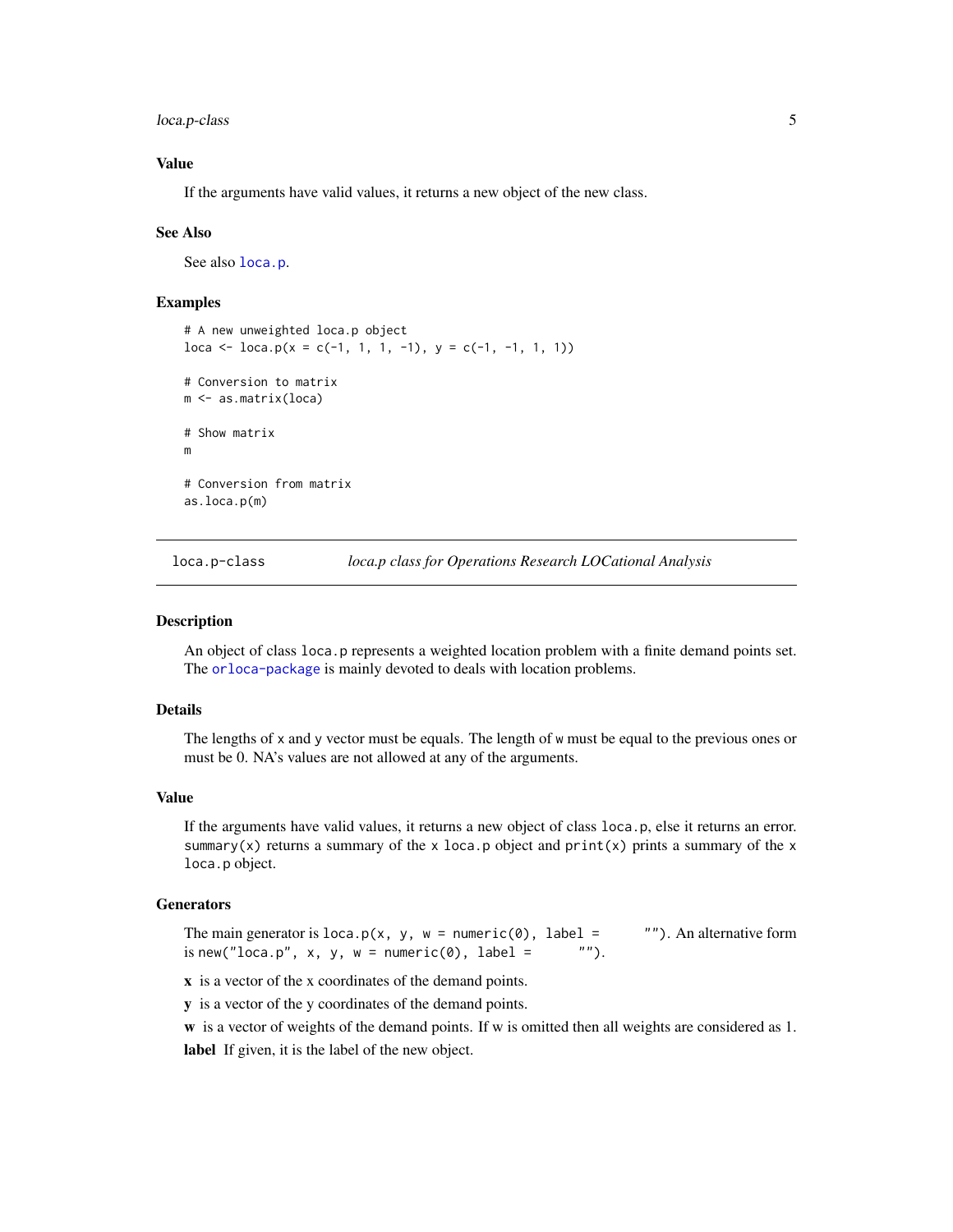## Value

If the arguments have valid values, it returns a new object of the new class.

## See Also

See also loca.p.

## Examples

```
# A new unweighted loca.p object
loca <- loca.p(x = c(-1, 1, 1, -1), y = c(-1, -1, 1, 1))

# Conversion to matrix
m <- as.matrix(loca)

# Show matrix
m

# Conversion from matrix
as.loca.p(m)
```

---

# loca.p-class — *loca.p class for Operations Research LOCational Analysis*

## Description

An object of class `loca.p` represents a weighted location problem with a finite demand points set. The orloca-package is mainly devoted to deals with location problems.

## Details

The lengths of `x` and `y` vector must be equals. The length of `w` must be equal to the previous ones or must be 0. NA's values are not allowed at any of the arguments.

## Value

If the arguments have valid values, it returns a new object of class `loca.p`, else it returns an error. `summary(x)` returns a summary of the `x` `loca.p` object and `print(x)` prints a summary of the `x` `loca.p` object.

## Generators

The main generator is `loca.p(x, y, w = numeric(0), label = "")`. An alternative form is `new("loca.p", x, y, w = numeric(0), label = "")`.

**x** is a vector of the x coordinates of the demand points.

**y** is a vector of the y coordinates of the demand points.

**w** is a vector of weights of the demand points. If w is omitted then all weights are considered as 1.

**label** If given, it is the label of the new object.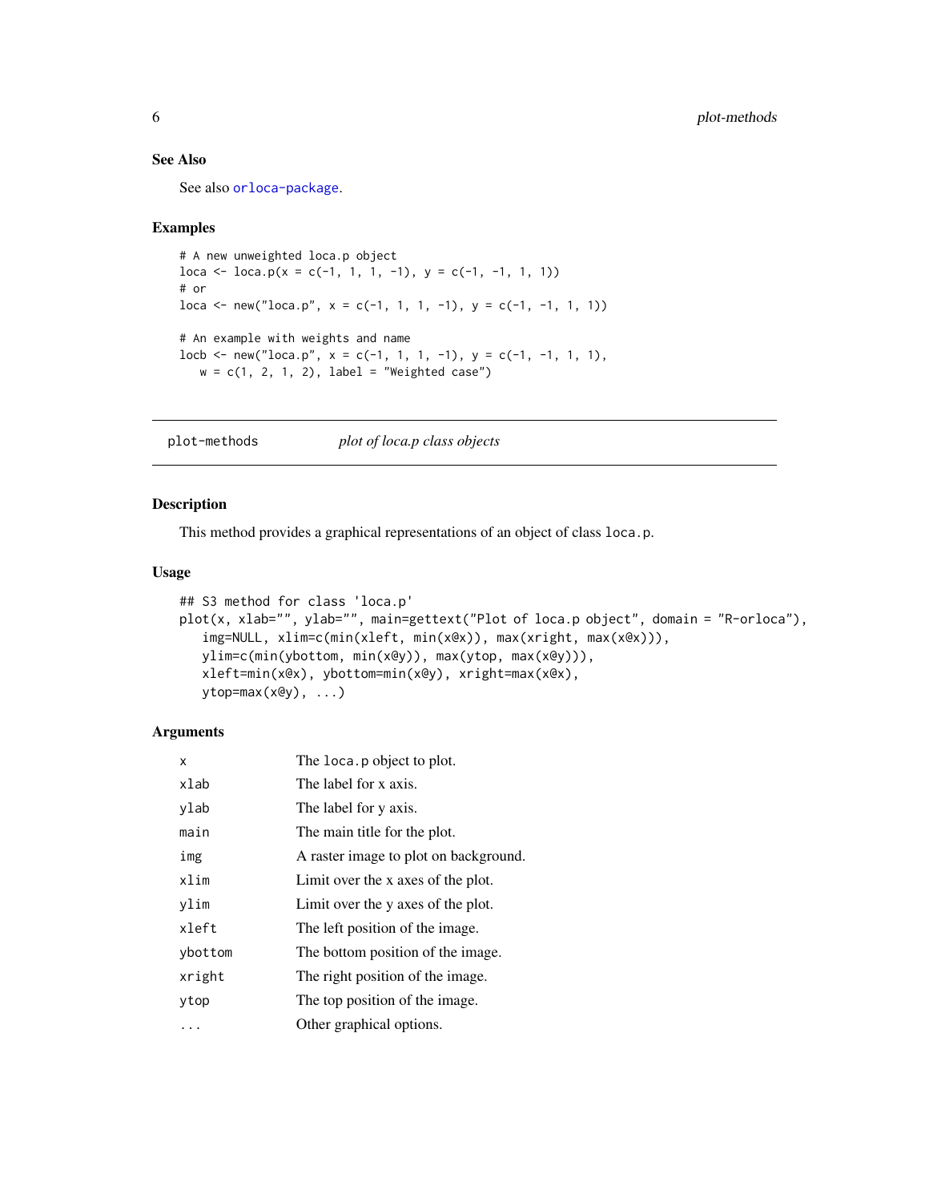### See Also

See also orloca-package.

### Examples

```
# A new unweighted loca.p object
loca <- loca.p(x = c(-1, 1, 1, -1), y = c(-1, -1, 1, 1))
# or
loca <- new("loca.p", x = c(-1, 1, 1, -1), y = c(-1, -1, 1, 1))

# An example with weights and name
locb <- new("loca.p", x = c(-1, 1, 1, -1), y = c(-1, -1, 1, 1),
   w = c(1, 2, 1, 2), label = "Weighted case")
```

---

## plot-methods &nbsp;&nbsp;&nbsp;&nbsp; *plot of loca.p class objects*

---

### Description

This method provides a graphical representations of an object of class `loca.p`.

### Usage

```
## S3 method for class 'loca.p'
plot(x, xlab="", ylab="", main=gettext("Plot of loca.p object", domain = "R-orloca"),
   img=NULL, xlim=c(min(xleft, min(x@x)), max(xright, max(x@x))),
   ylim=c(min(ybottom, min(x@y)), max(ytop, max(x@y))),
   xleft=min(x@x), ybottom=min(x@y), xright=max(x@x),
   ytop=max(x@y), ...)
```

### Arguments

| | |
|---|---|
| `x` | The `loca.p` object to plot. |
| `xlab` | The label for x axis. |
| `ylab` | The label for y axis. |
| `main` | The main title for the plot. |
| `img` | A raster image to plot on background. |
| `xlim` | Limit over the x axes of the plot. |
| `ylim` | Limit over the y axes of the plot. |
| `xleft` | The left position of the image. |
| `ybottom` | The bottom position of the image. |
| `xright` | The right position of the image. |
| `ytop` | The top position of the image. |
| `...` | Other graphical options. |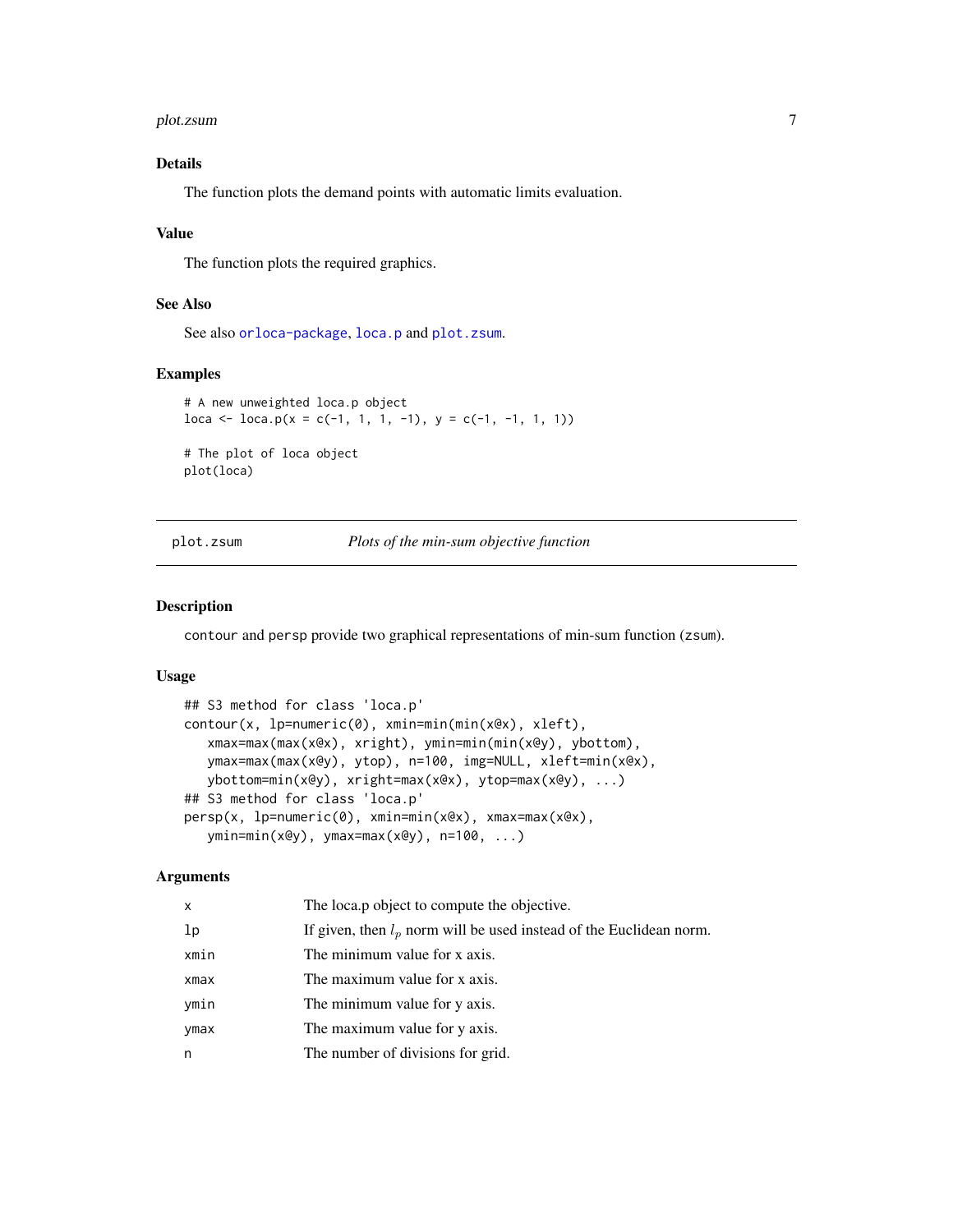### Details

The function plots the demand points with automatic limits evaluation.

### Value

The function plots the required graphics.

### See Also

See also orloca-package, loca.p and plot.zsum.

### Examples

```
# A new unweighted loca.p object
loca <- loca.p(x = c(-1, 1, 1, -1), y = c(-1, -1, 1, 1))

# The plot of loca object
plot(loca)
```

---

## plot.zsum *Plots of the min-sum objective function*

### Description

contour and persp provide two graphical representations of min-sum function (zsum).

### Usage

```
## S3 method for class 'loca.p'
contour(x, lp=numeric(0), xmin=min(min(x@x), xleft),
   xmax=max(max(x@x), xright), ymin=min(min(x@y), ybottom),
   ymax=max(max(x@y), ytop), n=100, img=NULL, xleft=min(x@x),
   ybottom=min(x@y), xright=max(x@x), ytop=max(x@y), ...)
## S3 method for class 'loca.p'
persp(x, lp=numeric(0), xmin=min(x@x), xmax=max(x@x),
   ymin=min(x@y), ymax=max(x@y), n=100, ...)
```

### Arguments

| | |
|---|---|
| x | The loca.p object to compute the objective. |
| lp | If given, then $l_p$ norm will be used instead of the Euclidean norm. |
| xmin | The minimum value for x axis. |
| xmax | The maximum value for x axis. |
| ymin | The minimum value for y axis. |
| ymax | The maximum value for y axis. |
| n | The number of divisions for grid. |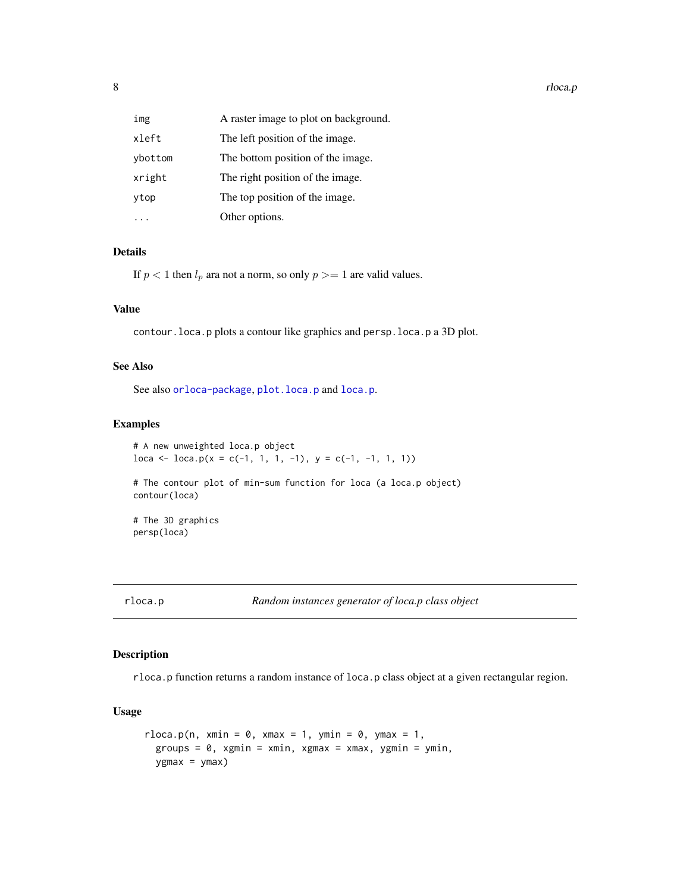| | |
|---|---|
| img | A raster image to plot on background. |
| xleft | The left position of the image. |
| ybottom | The bottom position of the image. |
| xright | The right position of the image. |
| ytop | The top position of the image. |
| ... | Other options. |

### Details

If $p < 1$ then $l_p$ ara not a norm, so only $p >= 1$ are valid values.

### Value

`contour.loca.p` plots a contour like graphics and `persp.loca.p` a 3D plot.

### See Also

See also `orloca-package`, `plot.loca.p` and `loca.p`.

### Examples

```
# A new unweighted loca.p object
loca <- loca.p(x = c(-1, 1, 1, -1), y = c(-1, -1, 1, 1))

# The contour plot of min-sum function for loca (a loca.p object)
contour(loca)

# The 3D graphics
persp(loca)
```

---

## rloca.p — *Random instances generator of loca.p class object*

### Description

`rloca.p` function returns a random instance of `loca.p` class object at a given rectangular region.

### Usage

```
rloca.p(n, xmin = 0, xmax = 1, ymin = 0, ymax = 1,
  groups = 0, xgmin = xmin, xgmax = xmax, ygmin = ymin,
  ygmax = ymax)
```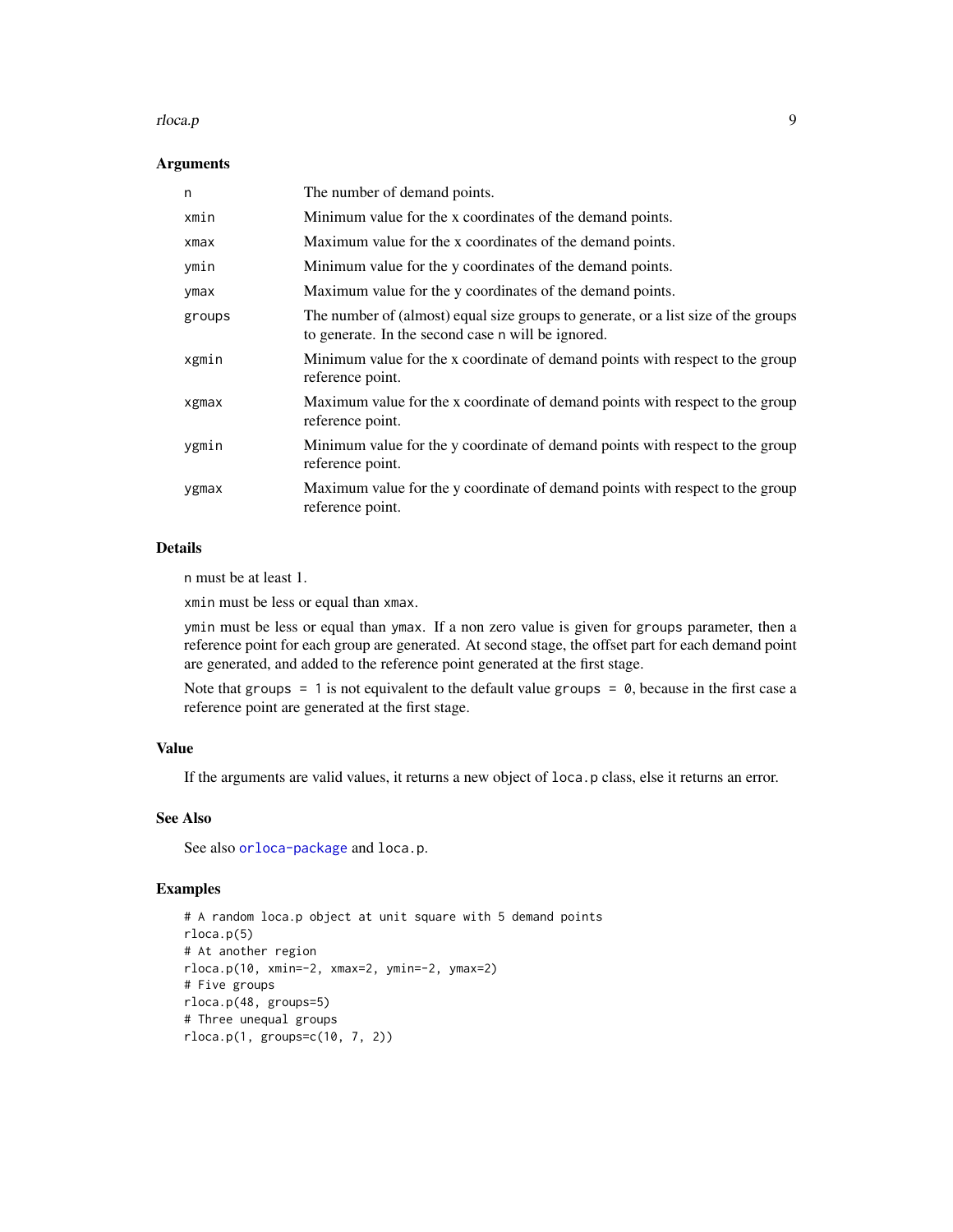### Arguments

| | |
|---|---|
| `n` | The number of demand points. |
| `xmin` | Minimum value for the x coordinates of the demand points. |
| `xmax` | Maximum value for the x coordinates of the demand points. |
| `ymin` | Minimum value for the y coordinates of the demand points. |
| `ymax` | Maximum value for the y coordinates of the demand points. |
| `groups` | The number of (almost) equal size groups to generate, or a list size of the groups to generate. In the second case n will be ignored. |
| `xgmin` | Minimum value for the x coordinate of demand points with respect to the group reference point. |
| `xgmax` | Maximum value for the x coordinate of demand points with respect to the group reference point. |
| `ygmin` | Minimum value for the y coordinate of demand points with respect to the group reference point. |
| `ygmax` | Maximum value for the y coordinate of demand points with respect to the group reference point. |

### Details

`n` must be at least 1.

`xmin` must be less or equal than `xmax`.

`ymin` must be less or equal than `ymax`. If a non zero value is given for `groups` parameter, then a reference point for each group are generated. At second stage, the offset part for each demand point are generated, and added to the reference point generated at the first stage.

Note that `groups = 1` is not equivalent to the default value `groups = 0`, because in the first case a reference point are generated at the first stage.

### Value

If the arguments are valid values, it returns a new object of `loca.p` class, else it returns an error.

### See Also

See also `orloca-package` and `loca.p`.

### Examples

```
# A random loca.p object at unit square with 5 demand points
rloca.p(5)
# At another region
rloca.p(10, xmin=-2, xmax=2, ymin=-2, ymax=2)
# Five groups
rloca.p(48, groups=5)
# Three unequal groups
rloca.p(1, groups=c(10, 7, 2))
```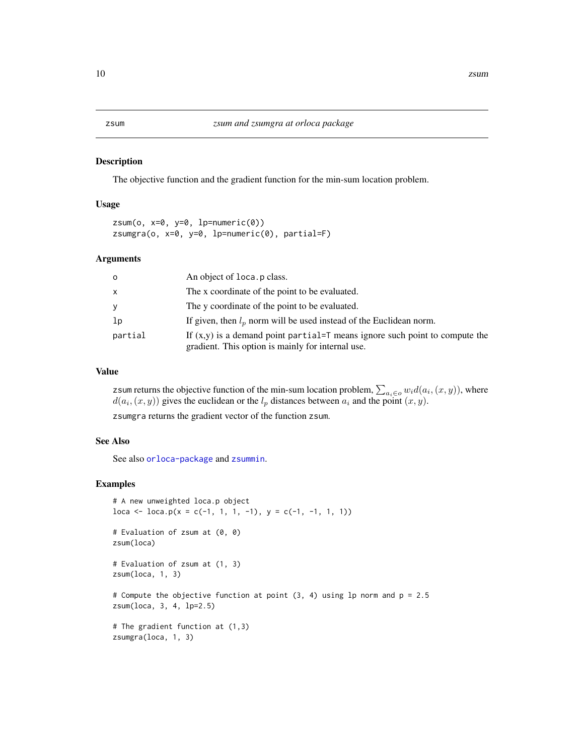# zsum — *zsum and zsumgra at orloca package*

## Description

The objective function and the gradient function for the min-sum location problem.

## Usage

```
zsum(o, x=0, y=0, lp=numeric(0))
zsumgra(o, x=0, y=0, lp=numeric(0), partial=F)
```

## Arguments

| | |
|---|---|
| `o` | An object of `loca.p` class. |
| `x` | The x coordinate of the point to be evaluated. |
| `y` | The y coordinate of the point to be evaluated. |
| `lp` | If given, then $l_p$ norm will be used instead of the Euclidean norm. |
| `partial` | If (x,y) is a demand point `partial=T` means ignore such point to compute the gradient. This option is mainly for internal use. |

## Value

`zsum` returns the objective function of the min-sum location problem, $\sum_{a_i \in o} w_i d(a_i, (x, y))$, where $d(a_i, (x, y))$ gives the euclidean or the $l_p$ distances between $a_i$ and the point $(x, y)$.

`zsumgra` returns the gradient vector of the function `zsum`.

## See Also

See also `orloca-package` and `zsummin`.

## Examples

```
# A new unweighted loca.p object
loca <- loca.p(x = c(-1, 1, 1, -1), y = c(-1, -1, 1, 1))

# Evaluation of zsum at (0, 0)
zsum(loca)

# Evaluation of zsum at (1, 3)
zsum(loca, 1, 3)

# Compute the objective function at point (3, 4) using lp norm and p = 2.5
zsum(loca, 3, 4, lp=2.5)

# The gradient function at (1,3)
zsumgra(loca, 1, 3)
```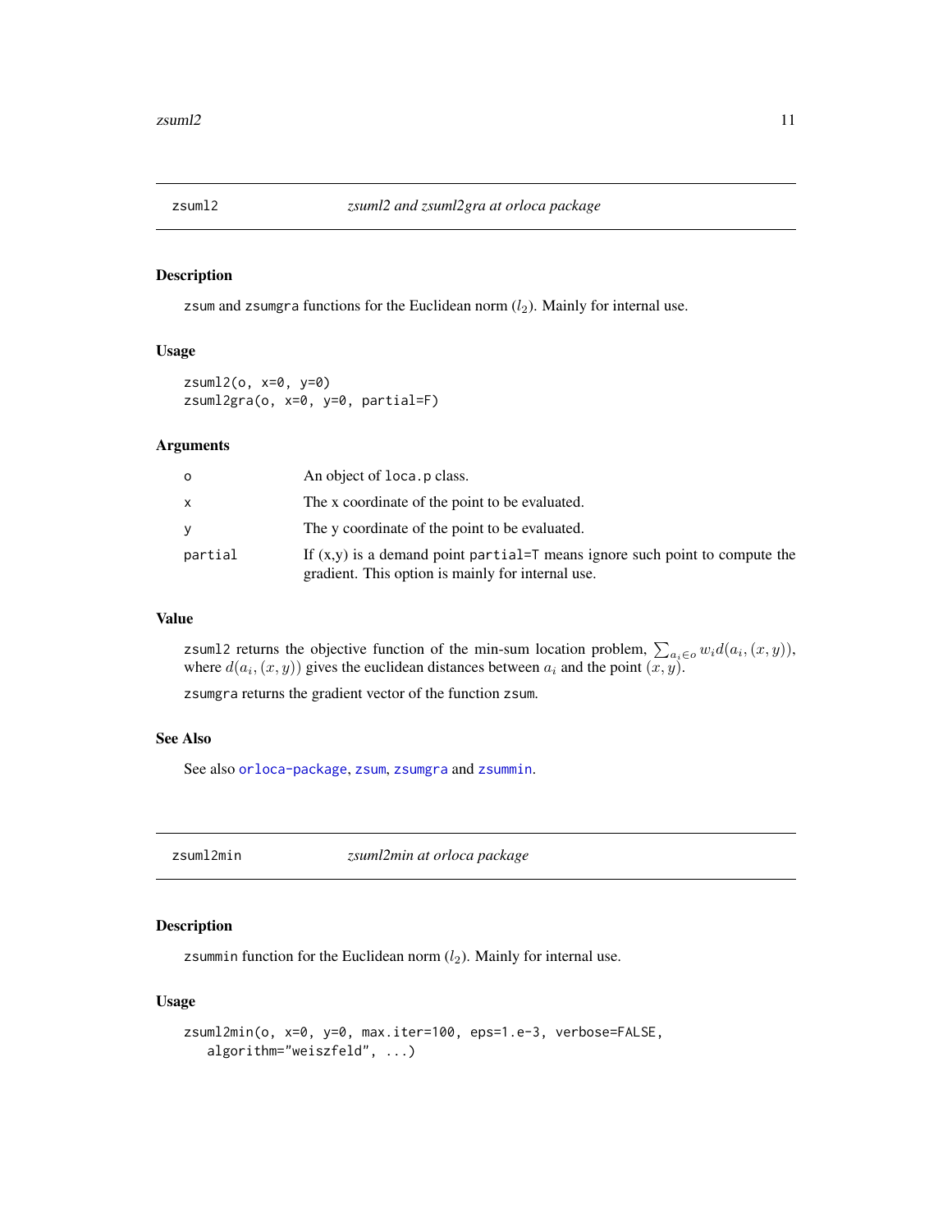## zsuml2 — *zsuml2 and zsuml2gra at orloca package*

### Description

zsum and zsumgra functions for the Euclidean norm ($l_2$). Mainly for internal use.

### Usage

```
zsuml2(o, x=0, y=0)
zsuml2gra(o, x=0, y=0, partial=F)
```

### Arguments

| | |
|---|---|
| o | An object of loca.p class. |
| x | The x coordinate of the point to be evaluated. |
| y | The y coordinate of the point to be evaluated. |
| partial | If (x,y) is a demand point partial=T means ignore such point to compute the gradient. This option is mainly for internal use. |

### Value

zsuml2 returns the objective function of the min-sum location problem, $\sum_{a_i \in o} w_i d(a_i, (x, y))$, where $d(a_i, (x, y))$ gives the euclidean distances between $a_i$ and the point $(x, y)$.

zsumgra returns the gradient vector of the function zsum.

### See Also

See also orloca-package, zsum, zsumgra and zsummin.

## zsuml2min — *zsuml2min at orloca package*

### Description

zsummin function for the Euclidean norm ($l_2$). Mainly for internal use.

### Usage

```
zsuml2min(o, x=0, y=0, max.iter=100, eps=1.e-3, verbose=FALSE,
   algorithm="weiszfeld", ...)
```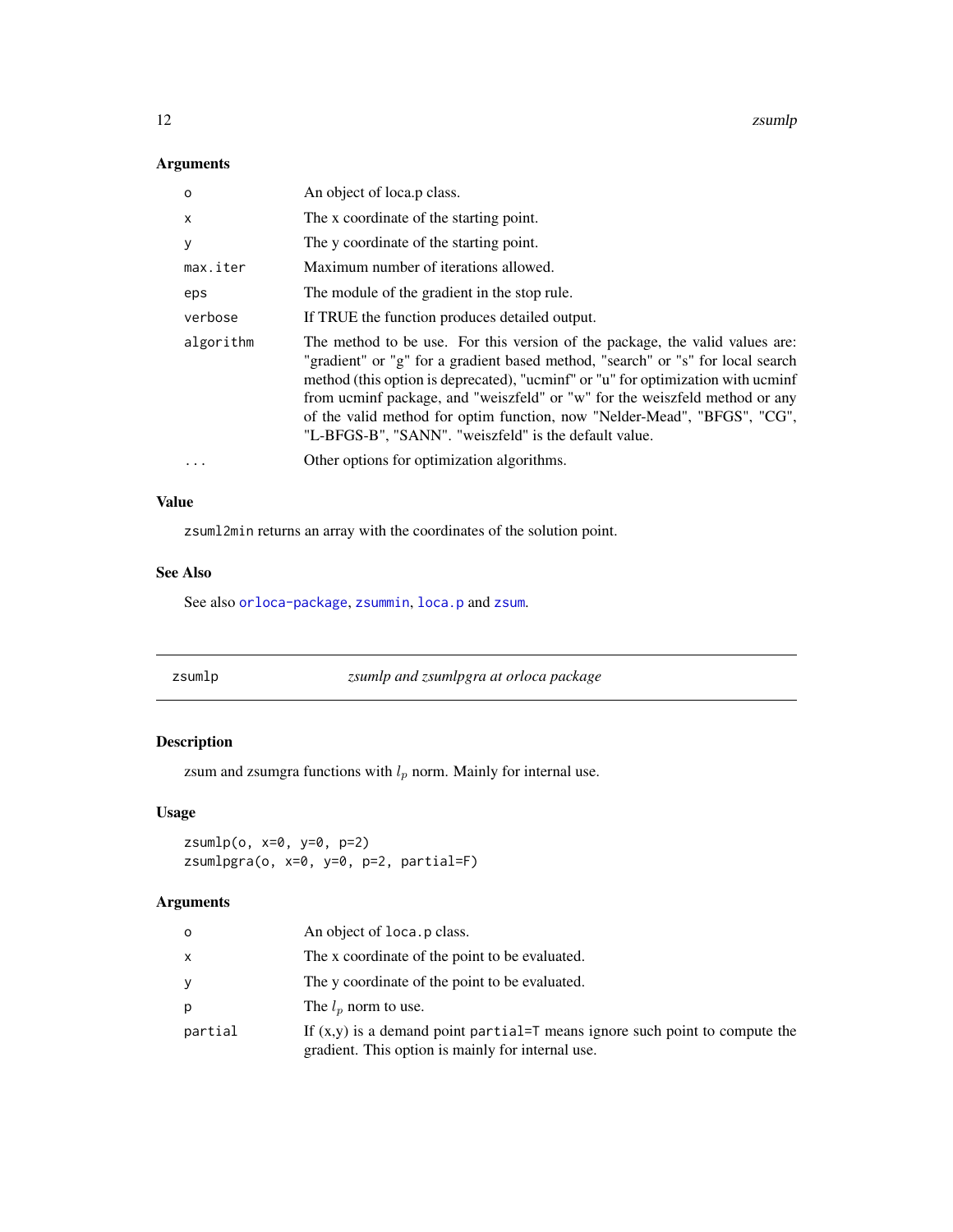### Arguments

| | |
|---|---|
| o | An object of loca.p class. |
| x | The x coordinate of the starting point. |
| y | The y coordinate of the starting point. |
| max.iter | Maximum number of iterations allowed. |
| eps | The module of the gradient in the stop rule. |
| verbose | If TRUE the function produces detailed output. |
| algorithm | The method to be use. For this version of the package, the valid values are: "gradient" or "g" for a gradient based method, "search" or "s" for local search method (this option is deprecated), "ucminf" or "u" for optimization with ucminf from ucminf package, and "weiszfeld" or "w" for the weiszfeld method or any of the valid method for optim function, now "Nelder-Mead", "BFGS", "CG", "L-BFGS-B", "SANN". "weiszfeld" is the default value. |
| ... | Other options for optimization algorithms. |

### Value

zsuml2min returns an array with the coordinates of the solution point.

### See Also

See also orloca-package, zsummin, loca.p and zsum.

---

## zsumlp — *zsumlp and zsumlpgra at orloca package*

### Description

zsum and zsumgra functions with $l_p$ norm. Mainly for internal use.

### Usage

```
zsumlp(o, x=0, y=0, p=2)
zsumlpgra(o, x=0, y=0, p=2, partial=F)
```

### Arguments

| | |
|---|---|
| o | An object of loca.p class. |
| x | The x coordinate of the point to be evaluated. |
| y | The y coordinate of the point to be evaluated. |
| p | The $l_p$ norm to use. |
| partial | If (x,y) is a demand point partial=T means ignore such point to compute the gradient. This option is mainly for internal use. |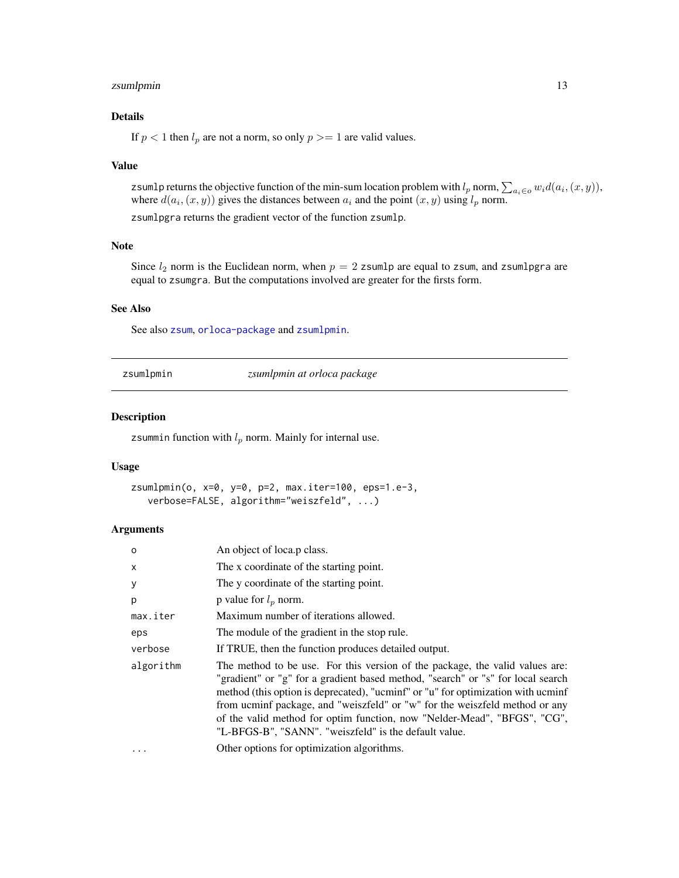### Details

If $p < 1$ then $l_p$ are not a norm, so only $p >= 1$ are valid values.

### Value

`zsumlp` returns the objective function of the min-sum location problem with $l_p$ norm, $\sum_{a_i \in o} w_i d(a_i, (x, y))$, where $d(a_i, (x, y))$ gives the distances between $a_i$ and the point $(x, y)$ using $l_p$ norm.

`zsumlpgra` returns the gradient vector of the function `zsumlp`.

### Note

Since $l_2$ norm is the Euclidean norm, when $p = 2$ `zsumlp` are equal to `zsum`, and `zsumlpgra` are equal to `zsumgra`. But the computations involved are greater for the firsts form.

### See Also

See also `zsum`, `orloca-package` and `zsumlpmin`.

---

## zsumlpmin — *zsumlpmin at orloca package*

---

### Description

`zsummin` function with $l_p$ norm. Mainly for internal use.

### Usage

```
zsumlpmin(o, x=0, y=0, p=2, max.iter=100, eps=1.e-3,
   verbose=FALSE, algorithm="weiszfeld", ...)
```

### Arguments

| Argument | Description |
|---|---|
| `o` | An object of loca.p class. |
| `x` | The x coordinate of the starting point. |
| `y` | The y coordinate of the starting point. |
| `p` | p value for $l_p$ norm. |
| `max.iter` | Maximum number of iterations allowed. |
| `eps` | The module of the gradient in the stop rule. |
| `verbose` | If TRUE, then the function produces detailed output. |
| `algorithm` | The method to be use. For this version of the package, the valid values are: "gradient" or "g" for a gradient based method, "search" or "s" for local search method (this option is deprecated), "ucminf" or "u" for optimization with ucminf from ucminf package, and "weiszfeld" or "w" for the weiszfeld method or any of the valid method for optim function, now "Nelder-Mead", "BFGS", "CG", "L-BFGS-B", "SANN". "weiszfeld" is the default value. |
| `...` | Other options for optimization algorithms. |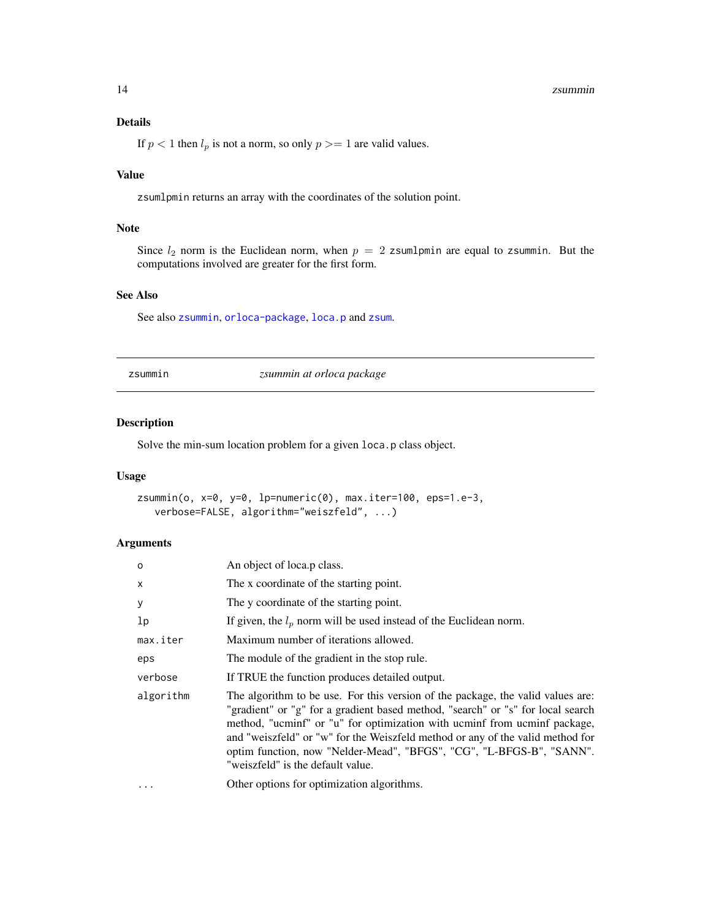### Details

If $p < 1$ then $l_p$ is not a norm, so only $p >= 1$ are valid values.

### Value

zsumlpmin returns an array with the coordinates of the solution point.

### Note

Since $l_2$ norm is the Euclidean norm, when $p = 2$ zsumlpmin are equal to zsummin. But the computations involved are greater for the first form.

### See Also

See also zsummin, orloca-package, loca.p and zsum.

---

## zsummin — *zsummin at orloca package*

### Description

Solve the min-sum location problem for a given loca.p class object.

### Usage

```
zsummin(o, x=0, y=0, lp=numeric(0), max.iter=100, eps=1.e-3,
   verbose=FALSE, algorithm="weiszfeld", ...)
```

### Arguments

| Argument | Description |
|---|---|
| o | An object of loca.p class. |
| x | The x coordinate of the starting point. |
| y | The y coordinate of the starting point. |
| lp | If given, the $l_p$ norm will be used instead of the Euclidean norm. |
| max.iter | Maximum number of iterations allowed. |
| eps | The module of the gradient in the stop rule. |
| verbose | If TRUE the function produces detailed output. |
| algorithm | The algorithm to be use. For this version of the package, the valid values are: "gradient" or "g" for a gradient based method, "search" or "s" for local search method, "ucminf" or "u" for optimization with ucminf from ucminf package, and "weiszfeld" or "w" for the Weiszfeld method or any of the valid method for optim function, now "Nelder-Mead", "BFGS", "CG", "L-BFGS-B", "SANN". "weiszfeld" is the default value. |
| ... | Other options for optimization algorithms. |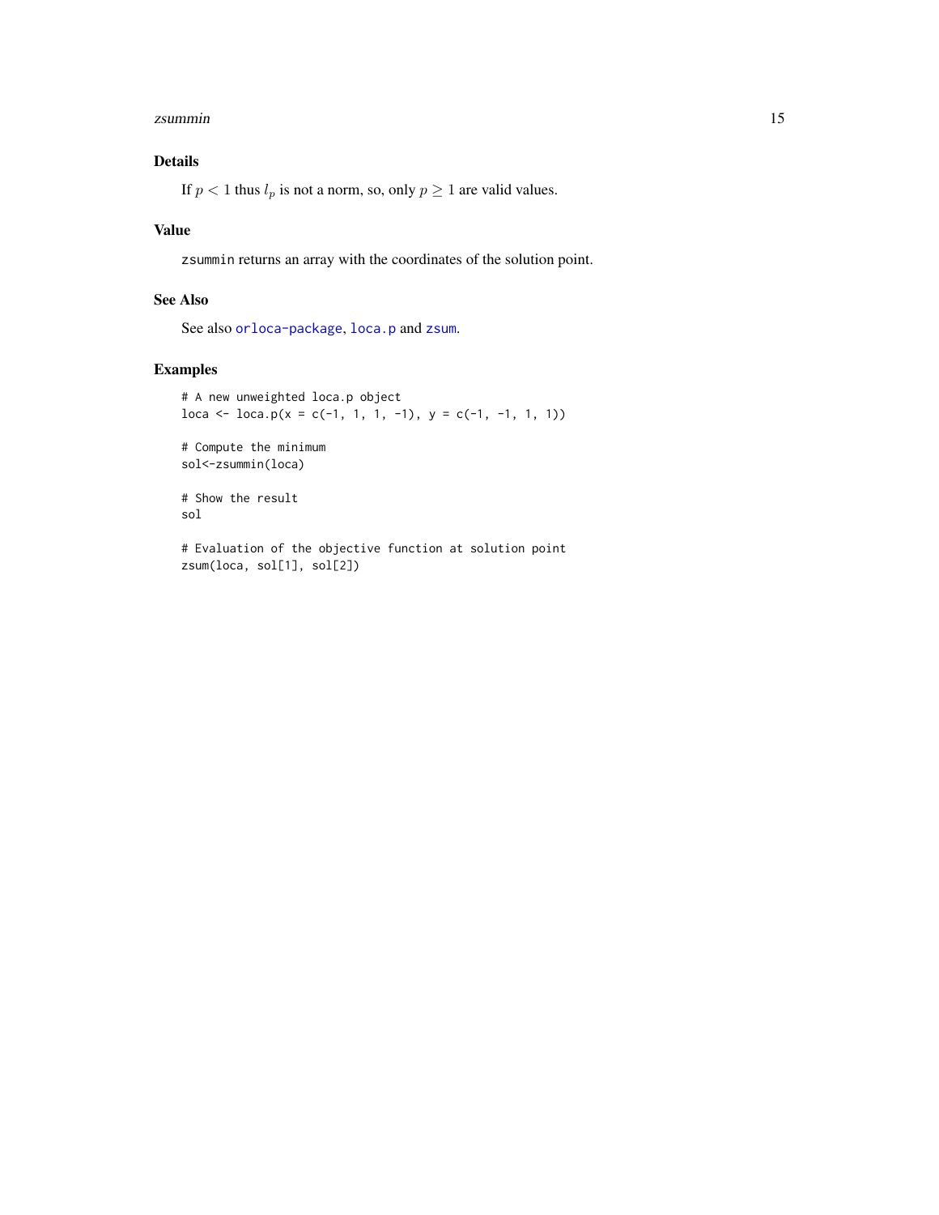## Details

If $p < 1$ thus $l_p$ is not a norm, so, only $p \geq 1$ are valid values.

## Value

`zsummin` returns an array with the coordinates of the solution point.

## See Also

See also `orloca-package`, `loca.p` and `zsum`.

## Examples

```
# A new unweighted loca.p object
loca <- loca.p(x = c(-1, 1, 1, -1), y = c(-1, -1, 1, 1))

# Compute the minimum
sol<-zsummin(loca)

# Show the result
sol

# Evaluation of the objective function at solution point
zsum(loca, sol[1], sol[2])
```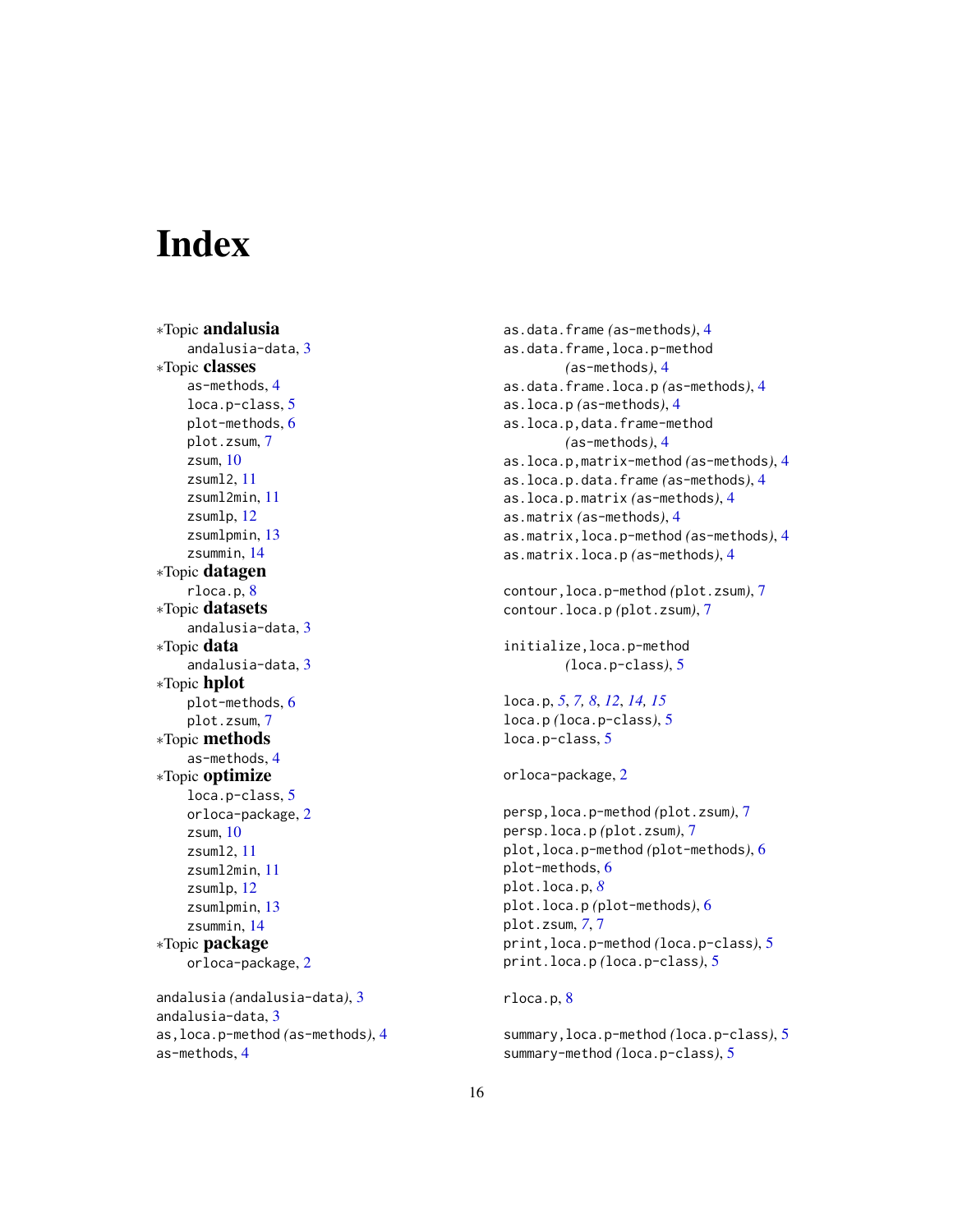# Index

*Topic **andalusia**
    andalusia-data, 3
*Topic **classes**
    as-methods, 4
    loca.p-class, 5
    plot-methods, 6
    plot.zsum, 7
    zsum, 10
    zsuml2, 11
    zsuml2min, 11
    zsumlp, 12
    zsumlpmin, 13
    zsummin, 14
*Topic **datagen**
    rloca.p, 8
*Topic **datasets**
    andalusia-data, 3
*Topic **data**
    andalusia-data, 3
*Topic **hplot**
    plot-methods, 6
    plot.zsum, 7
*Topic **methods**
    as-methods, 4
*Topic **optimize**
    loca.p-class, 5
    orloca-package, 2
    zsum, 10
    zsuml2, 11
    zsuml2min, 11
    zsumlp, 12
    zsumlpmin, 13
    zsummin, 14
*Topic **package**
    orloca-package, 2

andalusia *(andalusia-data)*, 3
andalusia-data, 3
as,loca.p-method *(as-methods)*, 4
as-methods, 4
as.data.frame *(as-methods)*, 4
as.data.frame,loca.p-method *(as-methods)*, 4
as.data.frame.loca.p *(as-methods)*, 4
as.loca.p *(as-methods)*, 4
as.loca.p,data.frame-method *(as-methods)*, 4
as.loca.p,matrix-method *(as-methods)*, 4
as.loca.p.data.frame *(as-methods)*, 4
as.loca.p.matrix *(as-methods)*, 4
as.matrix *(as-methods)*, 4
as.matrix,loca.p-method *(as-methods)*, 4
as.matrix.loca.p *(as-methods)*, 4

contour,loca.p-method *(plot.zsum)*, 7
contour.loca.p *(plot.zsum)*, 7

initialize,loca.p-method *(loca.p-class)*, 5

loca.p, *5*, *7*, *8*, *12*, *14*, *15*
loca.p *(loca.p-class)*, 5
loca.p-class, 5

orloca-package, 2

persp,loca.p-method *(plot.zsum)*, 7
persp.loca.p *(plot.zsum)*, 7
plot,loca.p-method *(plot-methods)*, 6
plot-methods, 6
plot.loca.p, *8*
plot.loca.p *(plot-methods)*, 6
plot.zsum, *7*, 7
print,loca.p-method *(loca.p-class)*, 5
print.loca.p *(loca.p-class)*, 5

rloca.p, 8

summary,loca.p-method *(loca.p-class)*, 5
summary-method *(loca.p-class)*, 5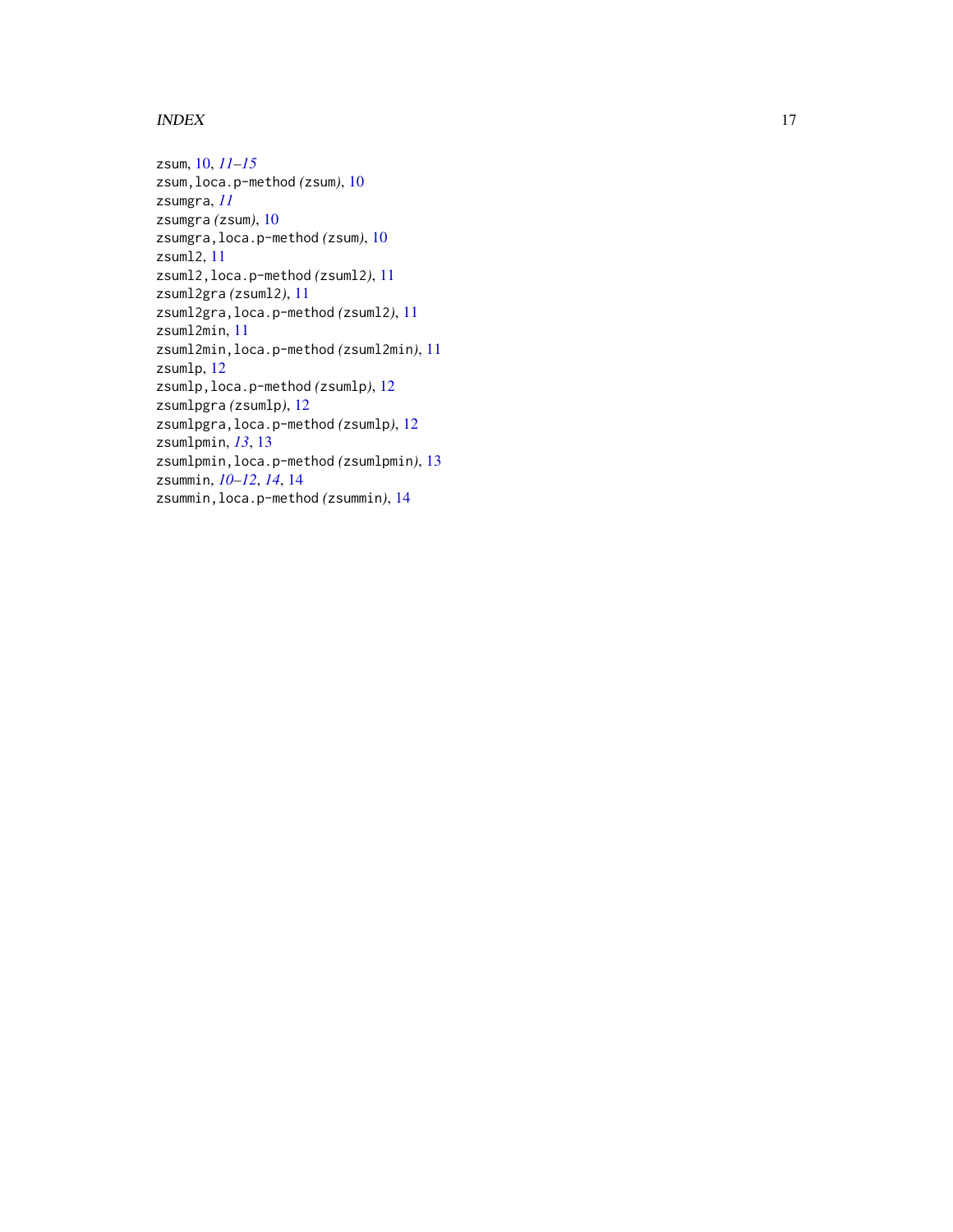zsum, 10, *11–15*
zsum,loca.p-method *(*zsum*)*, 10
zsumgra, *11*
zsumgra *(*zsum*)*, 10
zsumgra,loca.p-method *(*zsum*)*, 10
zsuml2, 11
zsuml2,loca.p-method *(*zsuml2*)*, 11
zsuml2gra *(*zsuml2*)*, 11
zsuml2gra,loca.p-method *(*zsuml2*)*, 11
zsuml2min, 11
zsuml2min,loca.p-method *(*zsuml2min*)*, 11
zsumlp, 12
zsumlp,loca.p-method *(*zsumlp*)*, 12
zsumlpgra *(*zsumlp*)*, 12
zsumlpgra,loca.p-method *(*zsumlp*)*, 12
zsumlpmin, *13*, 13
zsumlpmin,loca.p-method *(*zsumlpmin*)*, 13
zsummin, *10–12*, *14*, 14
zsummin,loca.p-method *(*zsummin*)*, 14